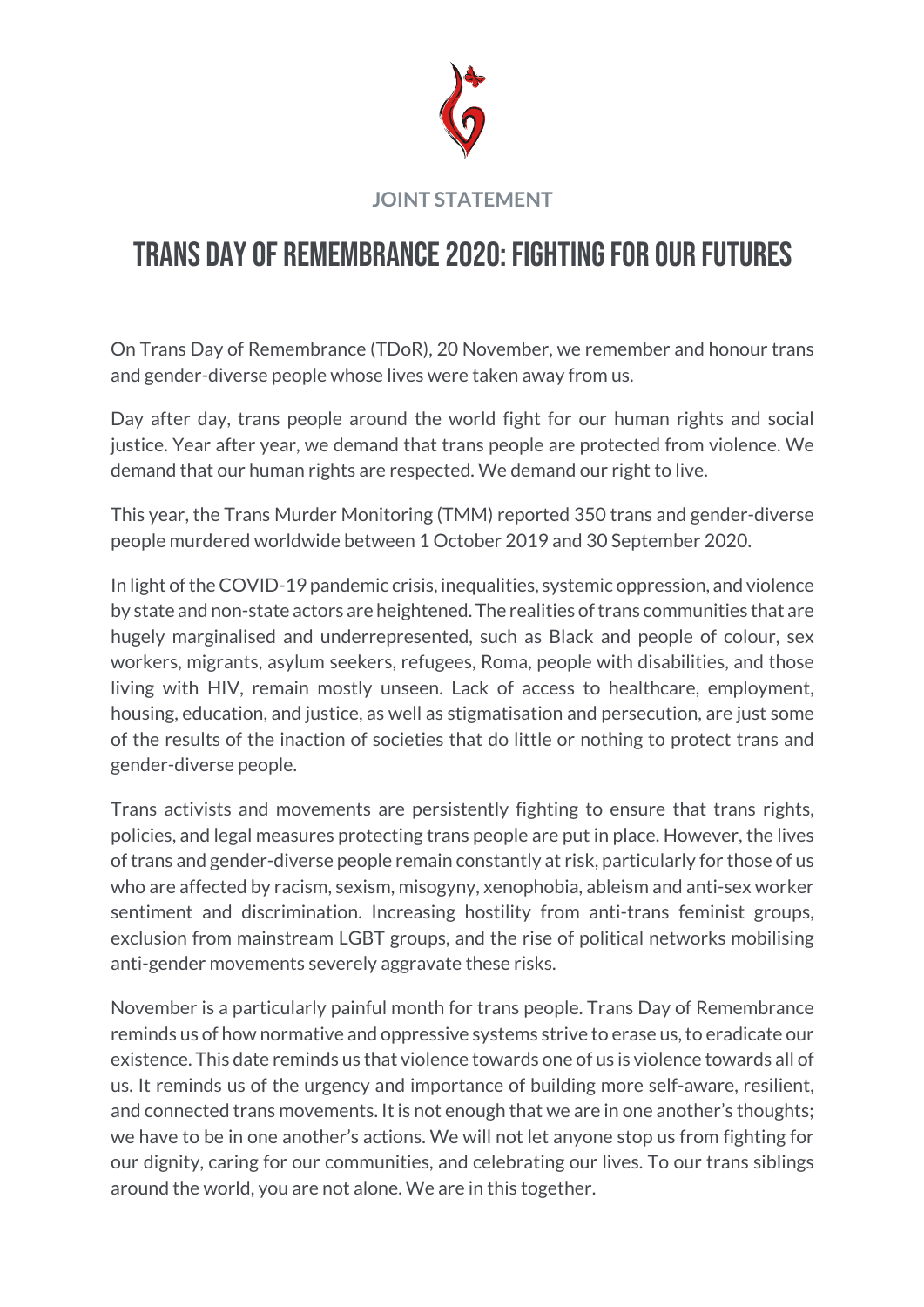JOINT STATEMENT

# Trans Day of Remembrance 2020: Fighting for Our Futures

On Trans Day of Remembrance (TDoR), 20 November, we remember and honour trans and gender-diverse people whose lives were taken away from us.

Day after day, trans people around the world fight for our human rights and social justice. Year after year, we demand that trans people are protected from violence. We demand that our human rights are respected. We demand our right to live.

This year, the Trans Murder Monitoring (TMM) reported 350 trans and gender-diverse people murdered worldwide between 1 October 2019 and 30 September 2020.

In light of the COVID-19 pandemic crisis, inequalities, systemic oppression, and violence by state and non-state actors are heightened. The realities of trans communities that are hugely marginalised and underrepresented, such as Black and people of colour, sex workers, migrants, asylum seekers, refugees, Roma, people with disabilities, and those living with HIV, remain mostly unseen. Lack of access to healthcare, employment, housing, education, and justice, as well as stigmatisation and persecution, are just some of the results of the inaction of societies that do little or nothing to protect trans and gender-diverse people.

Trans activists and movements are persistently fighting to ensure that trans rights, policies, and legal measures protecting trans people are put in place. However, the lives of trans and gender-diverse people remain constantly at risk, particularly for those of us who are affected by racism, sexism, misogyny, xenophobia, ableism and anti-sex worker sentiment and discrimination. Increasing hostility from anti-trans feminist groups, exclusion from mainstream LGBT groups, and the rise of political networks mobilising anti-gender movements severely aggravate these risks.

November is a particularly painful month for trans people. Trans Day of Remembrance reminds us of how normative and oppressive systems strive to erase us, to eradicate our existence. This date reminds us that violence towards one of us is violence towards all of us. It reminds us of the urgency and importance of building more self-aware, resilient, and connected trans movements. It is not enough that we are in one another's thoughts; we have to be in one another's actions. We will not let anyone stop us from fighting for our dignity, caring for our communities, and celebrating our lives. To our trans siblings around the world, you are not alone. We are in this together.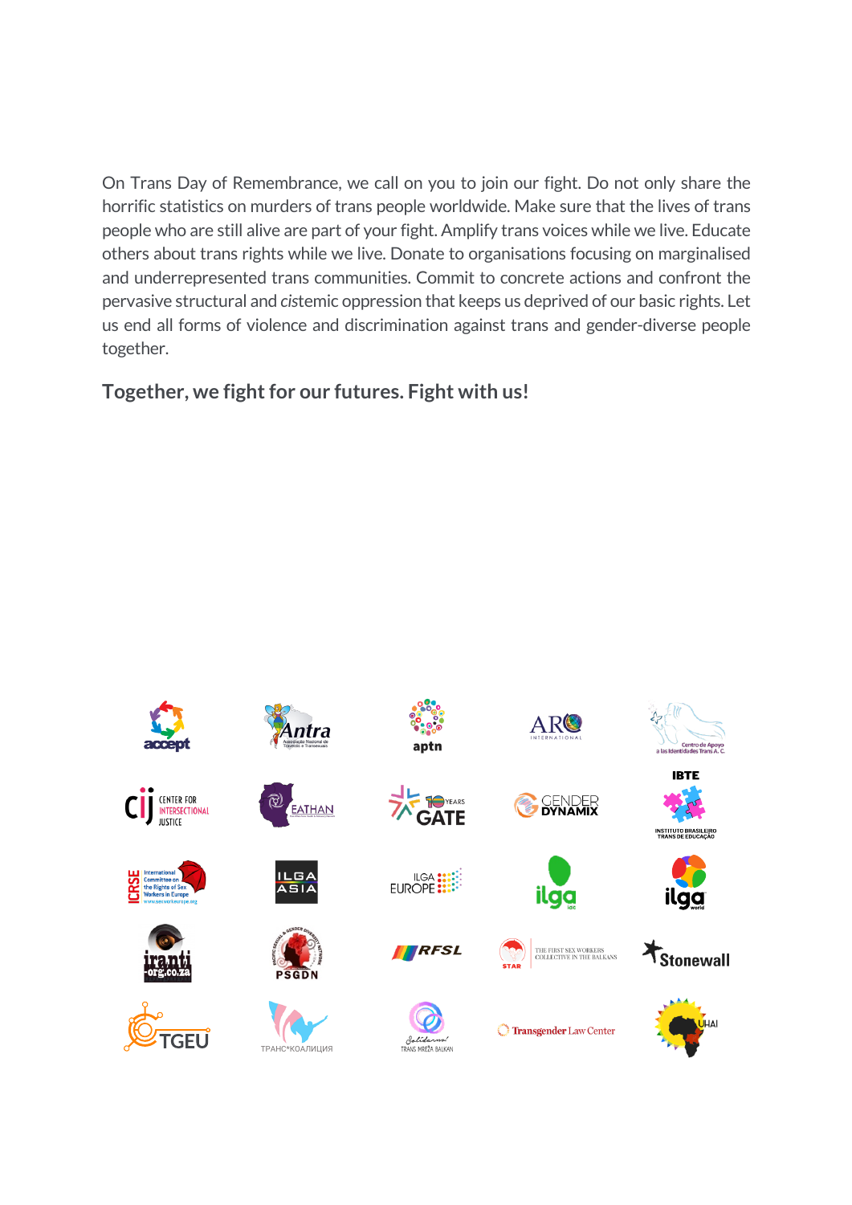On Trans Day of Remembrance, we call on you to join our fight. Do not only share the horrific statistics on murders of trans people worldwide. Make sure that the lives of trans people who are still alive are part of your fight. Amplify trans voices while we live. Educate others about trans rights while we live. Donate to organisations focusing on marginalised and underrepresented trans communities. Commit to concrete actions and confront the pervasive structural and *cis*temic oppression that keeps us deprived of our basic rights. Let us end all forms of violence and discrimination against trans and gender-diverse people together.

**Together, we fight for our futures. Fight with us!**